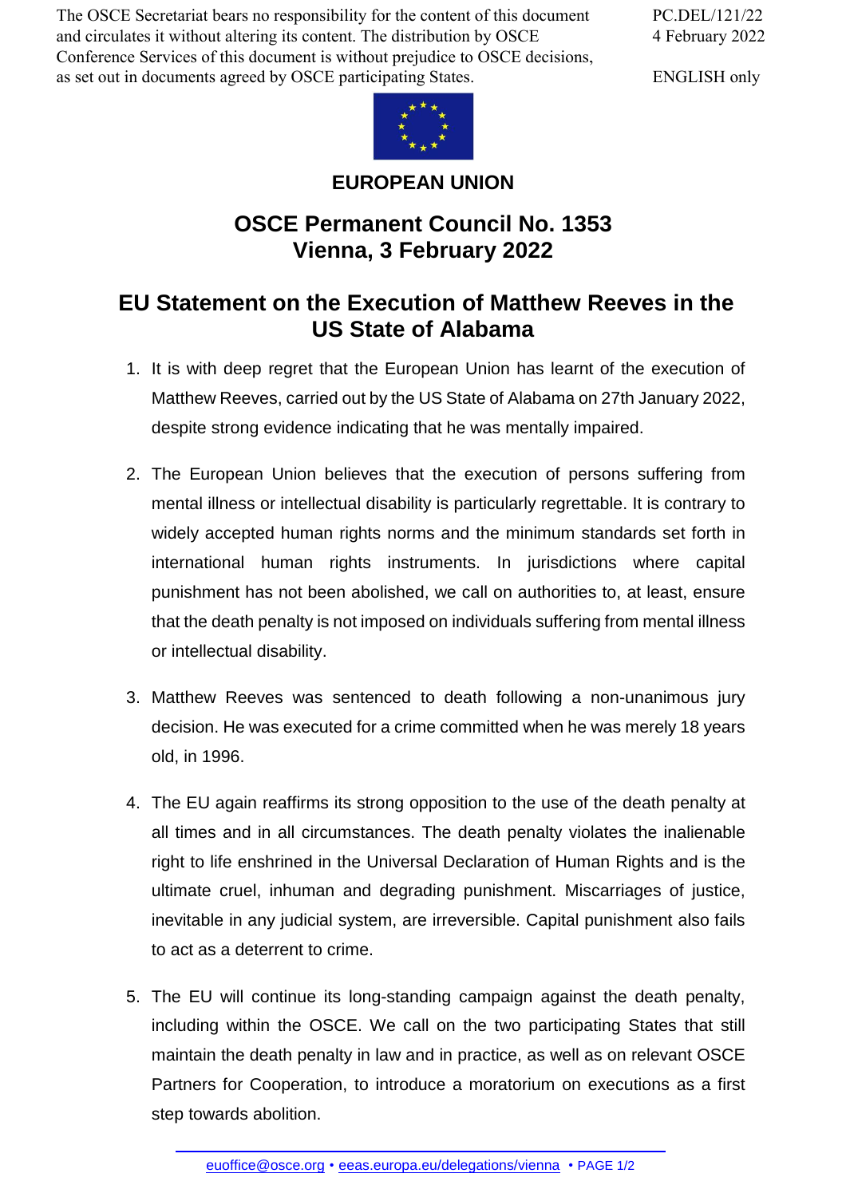The OSCE Secretariat bears no responsibility for the content of this document and circulates it without altering its content. The distribution by OSCE Conference Services of this document is without prejudice to OSCE decisions, as set out in documents agreed by OSCE participating States.

PC.DEL/121/22
4 February 2022

ENGLISH only

**EUROPEAN UNION**

# OSCE Permanent Council No. 1353
# Vienna, 3 February 2022

## EU Statement on the Execution of Matthew Reeves in the US State of Alabama

1. It is with deep regret that the European Union has learnt of the execution of Matthew Reeves, carried out by the US State of Alabama on 27th January 2022, despite strong evidence indicating that he was mentally impaired.

2. The European Union believes that the execution of persons suffering from mental illness or intellectual disability is particularly regrettable. It is contrary to widely accepted human rights norms and the minimum standards set forth in international human rights instruments. In jurisdictions where capital punishment has not been abolished, we call on authorities to, at least, ensure that the death penalty is not imposed on individuals suffering from mental illness or intellectual disability.

3. Matthew Reeves was sentenced to death following a non-unanimous jury decision. He was executed for a crime committed when he was merely 18 years old, in 1996.

4. The EU again reaffirms its strong opposition to the use of the death penalty at all times and in all circumstances. The death penalty violates the inalienable right to life enshrined in the Universal Declaration of Human Rights and is the ultimate cruel, inhuman and degrading punishment. Miscarriages of justice, inevitable in any judicial system, are irreversible. Capital punishment also fails to act as a deterrent to crime.

5. The EU will continue its long-standing campaign against the death penalty, including within the OSCE. We call on the two participating States that still maintain the death penalty in law and in practice, as well as on relevant OSCE Partners for Cooperation, to introduce a moratorium on executions as a first step towards abolition.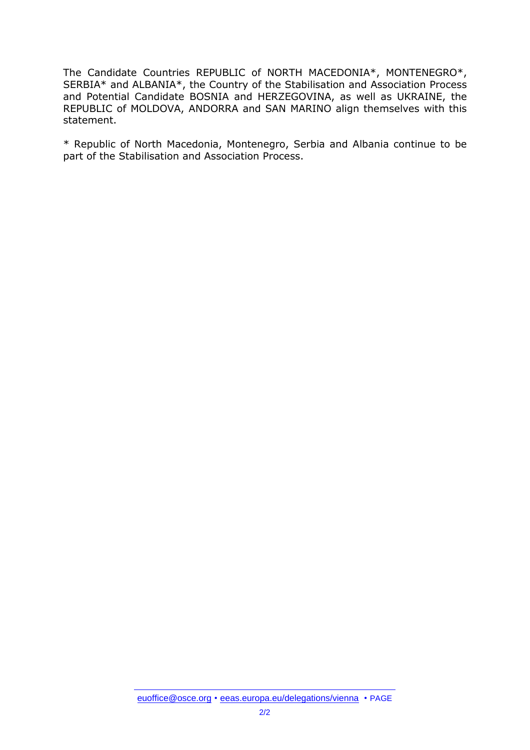The Candidate Countries REPUBLIC of NORTH MACEDONIA*, MONTENEGRO*, SERBIA* and ALBANIA*, the Country of the Stabilisation and Association Process and Potential Candidate BOSNIA and HERZEGOVINA, as well as UKRAINE, the REPUBLIC of MOLDOVA, ANDORRA and SAN MARINO align themselves with this statement.

* Republic of North Macedonia, Montenegro, Serbia and Albania continue to be part of the Stabilisation and Association Process.